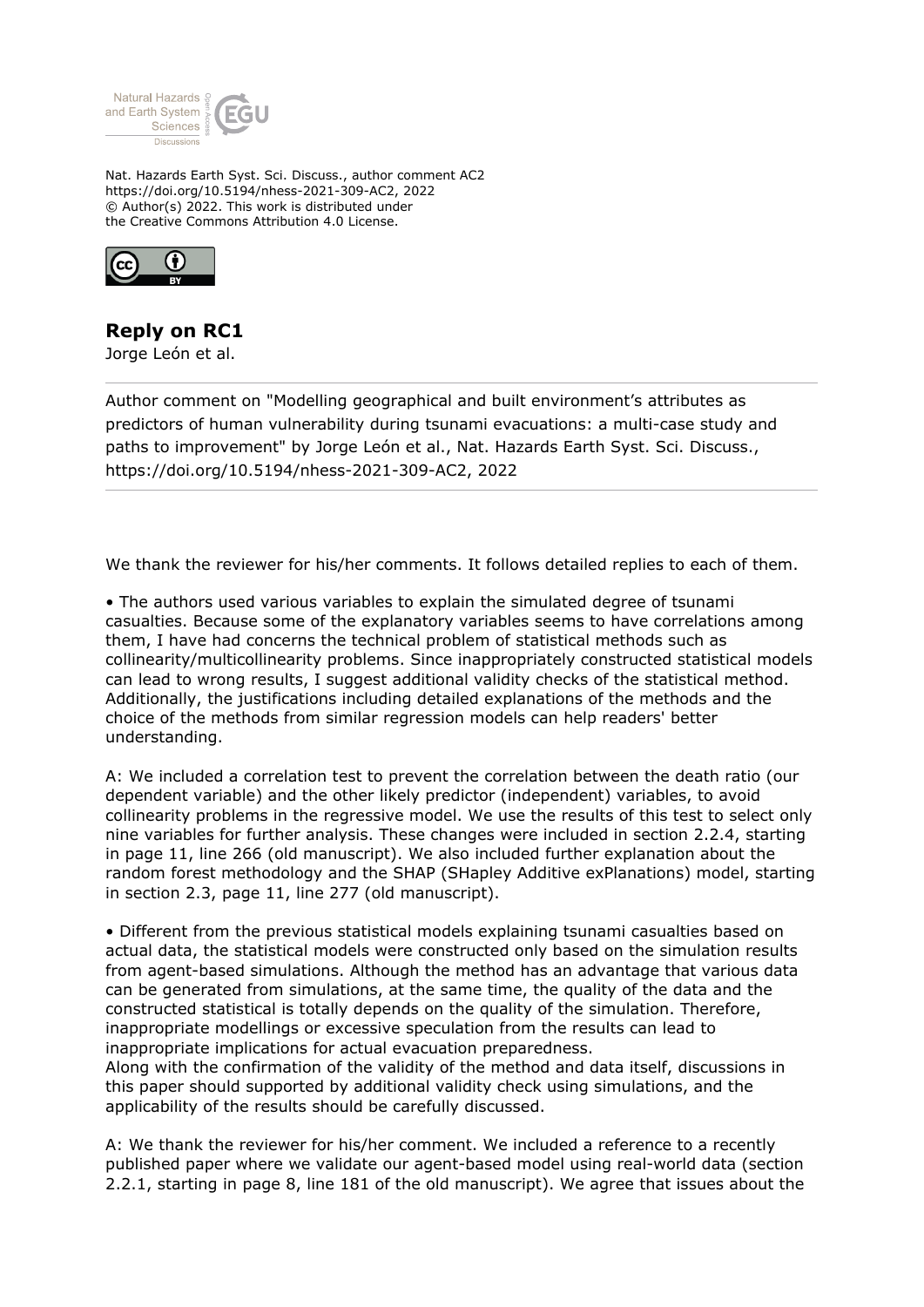Nat. Hazards Earth Syst. Sci. Discuss., author comment AC2
https://doi.org/10.5194/nhess-2021-309-AC2, 2022
© Author(s) 2022. This work is distributed under
the Creative Commons Attribution 4.0 License.

## Reply on RC1

Jorge León et al.

Author comment on "Modelling geographical and built environment's attributes as predictors of human vulnerability during tsunami evacuations: a multi-case study and paths to improvement" by Jorge León et al., Nat. Hazards Earth Syst. Sci. Discuss., https://doi.org/10.5194/nhess-2021-309-AC2, 2022

We thank the reviewer for his/her comments. It follows detailed replies to each of them.

- The authors used various variables to explain the simulated degree of tsunami casualties. Because some of the explanatory variables seems to have correlations among them, I have had concerns the technical problem of statistical methods such as collinearity/multicollinearity problems. Since inappropriately constructed statistical models can lead to wrong results, I suggest additional validity checks of the statistical method. Additionally, the justifications including detailed explanations of the methods and the choice of the methods from similar regression models can help readers' better understanding.

A: We included a correlation test to prevent the correlation between the death ratio (our dependent variable) and the other likely predictor (independent) variables, to avoid collinearity problems in the regressive model. We use the results of this test to select only nine variables for further analysis. These changes were included in section 2.2.4, starting in page 11, line 266 (old manuscript). We also included further explanation about the random forest methodology and the SHAP (SHapley Additive exPlanations) model, starting in section 2.3, page 11, line 277 (old manuscript).

- Different from the previous statistical models explaining tsunami casualties based on actual data, the statistical models were constructed only based on the simulation results from agent-based simulations. Although the method has an advantage that various data can be generated from simulations, at the same time, the quality of the data and the constructed statistical is totally depends on the quality of the simulation. Therefore, inappropriate modellings or excessive speculation from the results can lead to inappropriate implications for actual evacuation preparedness.
Along with the confirmation of the validity of the method and data itself, discussions in this paper should supported by additional validity check using simulations, and the applicability of the results should be carefully discussed.

A: We thank the reviewer for his/her comment. We included a reference to a recently published paper where we validate our agent-based model using real-world data (section 2.2.1, starting in page 8, line 181 of the old manuscript). We agree that issues about the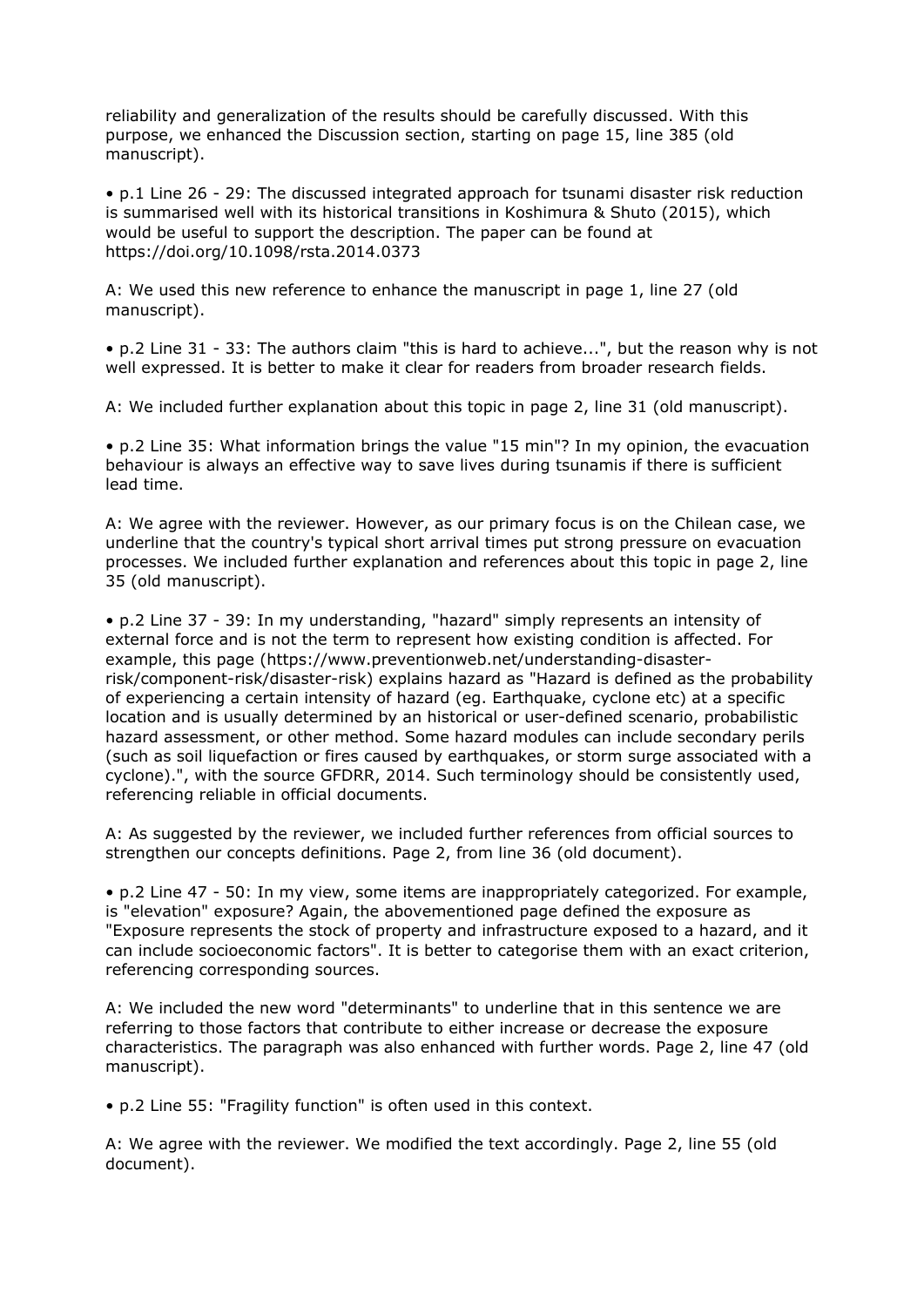reliability and generalization of the results should be carefully discussed. With this purpose, we enhanced the Discussion section, starting on page 15, line 385 (old manuscript).

• p.1 Line 26 - 29: The discussed integrated approach for tsunami disaster risk reduction is summarised well with its historical transitions in Koshimura & Shuto (2015), which would be useful to support the description. The paper can be found at https://doi.org/10.1098/rsta.2014.0373

A: We used this new reference to enhance the manuscript in page 1, line 27 (old manuscript).

• p.2 Line 31 - 33: The authors claim "this is hard to achieve...", but the reason why is not well expressed. It is better to make it clear for readers from broader research fields.

A: We included further explanation about this topic in page 2, line 31 (old manuscript).

• p.2 Line 35: What information brings the value "15 min"? In my opinion, the evacuation behaviour is always an effective way to save lives during tsunamis if there is sufficient lead time.

A: We agree with the reviewer. However, as our primary focus is on the Chilean case, we underline that the country's typical short arrival times put strong pressure on evacuation processes. We included further explanation and references about this topic in page 2, line 35 (old manuscript).

• p.2 Line 37 - 39: In my understanding, "hazard" simply represents an intensity of external force and is not the term to represent how existing condition is affected. For example, this page (https://www.preventionweb.net/understanding-disaster-risk/component-risk/disaster-risk) explains hazard as "Hazard is defined as the probability of experiencing a certain intensity of hazard (eg. Earthquake, cyclone etc) at a specific location and is usually determined by an historical or user-defined scenario, probabilistic hazard assessment, or other method. Some hazard modules can include secondary perils (such as soil liquefaction or fires caused by earthquakes, or storm surge associated with a cyclone).", with the source GFDRR, 2014. Such terminology should be consistently used, referencing reliable in official documents.

A: As suggested by the reviewer, we included further references from official sources to strengthen our concepts definitions. Page 2, from line 36 (old document).

• p.2 Line 47 - 50: In my view, some items are inappropriately categorized. For example, is "elevation" exposure? Again, the abovementioned page defined the exposure as "Exposure represents the stock of property and infrastructure exposed to a hazard, and it can include socioeconomic factors". It is better to categorise them with an exact criterion, referencing corresponding sources.

A: We included the new word "determinants" to underline that in this sentence we are referring to those factors that contribute to either increase or decrease the exposure characteristics. The paragraph was also enhanced with further words. Page 2, line 47 (old manuscript).

• p.2 Line 55: "Fragility function" is often used in this context.

A: We agree with the reviewer. We modified the text accordingly. Page 2, line 55 (old document).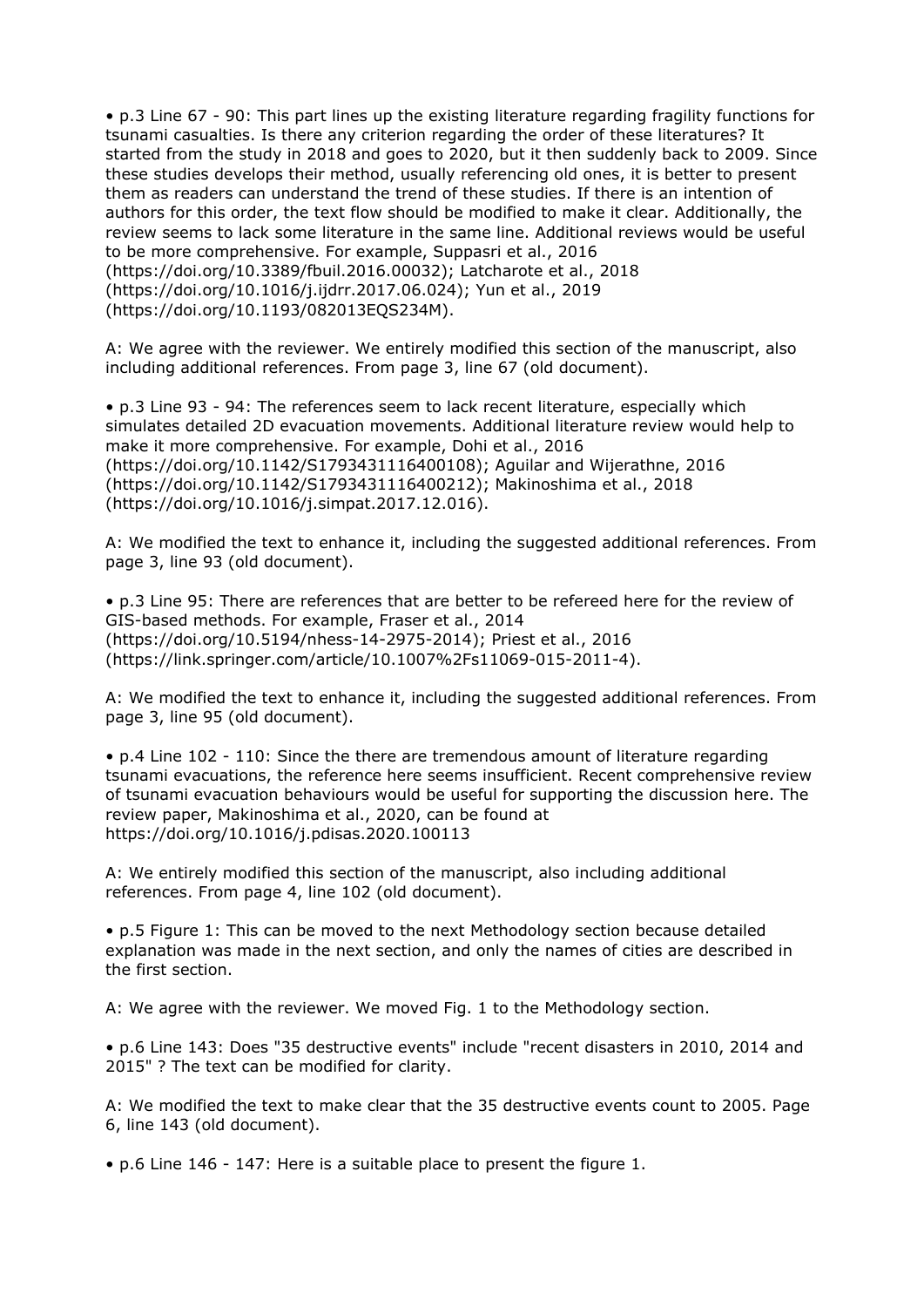- p.3 Line 67 - 90: This part lines up the existing literature regarding fragility functions for tsunami casualties. Is there any criterion regarding the order of these literatures? It started from the study in 2018 and goes to 2020, but it then suddenly back to 2009. Since these studies develops their method, usually referencing old ones, it is better to present them as readers can understand the trend of these studies. If there is an intention of authors for this order, the text flow should be modified to make it clear. Additionally, the review seems to lack some literature in the same line. Additional reviews would be useful to be more comprehensive. For example, Suppasri et al., 2016 (https://doi.org/10.3389/fbuil.2016.00032); Latcharote et al., 2018 (https://doi.org/10.1016/j.ijdrr.2017.06.024); Yun et al., 2019 (https://doi.org/10.1193/082013EQS234M).

A: We agree with the reviewer. We entirely modified this section of the manuscript, also including additional references. From page 3, line 67 (old document).

- p.3 Line 93 - 94: The references seem to lack recent literature, especially which simulates detailed 2D evacuation movements. Additional literature review would help to make it more comprehensive. For example, Dohi et al., 2016 (https://doi.org/10.1142/S1793431116400108); Aguilar and Wijerathne, 2016 (https://doi.org/10.1142/S1793431116400212); Makinoshima et al., 2018 (https://doi.org/10.1016/j.simpat.2017.12.016).

A: We modified the text to enhance it, including the suggested additional references. From page 3, line 93 (old document).

- p.3 Line 95: There are references that are better to be refereed here for the review of GIS-based methods. For example, Fraser et al., 2014 (https://doi.org/10.5194/nhess-14-2975-2014); Priest et al., 2016 (https://link.springer.com/article/10.1007%2Fs11069-015-2011-4).

A: We modified the text to enhance it, including the suggested additional references. From page 3, line 95 (old document).

- p.4 Line 102 - 110: Since the there are tremendous amount of literature regarding tsunami evacuations, the reference here seems insufficient. Recent comprehensive review of tsunami evacuation behaviours would be useful for supporting the discussion here. The review paper, Makinoshima et al., 2020, can be found at https://doi.org/10.1016/j.pdisas.2020.100113

A: We entirely modified this section of the manuscript, also including additional references. From page 4, line 102 (old document).

- p.5 Figure 1: This can be moved to the next Methodology section because detailed explanation was made in the next section, and only the names of cities are described in the first section.

A: We agree with the reviewer. We moved Fig. 1 to the Methodology section.

- p.6 Line 143: Does "35 destructive events" include "recent disasters in 2010, 2014 and 2015" ? The text can be modified for clarity.

A: We modified the text to make clear that the 35 destructive events count to 2005. Page 6, line 143 (old document).

- p.6 Line 146 - 147: Here is a suitable place to present the figure 1.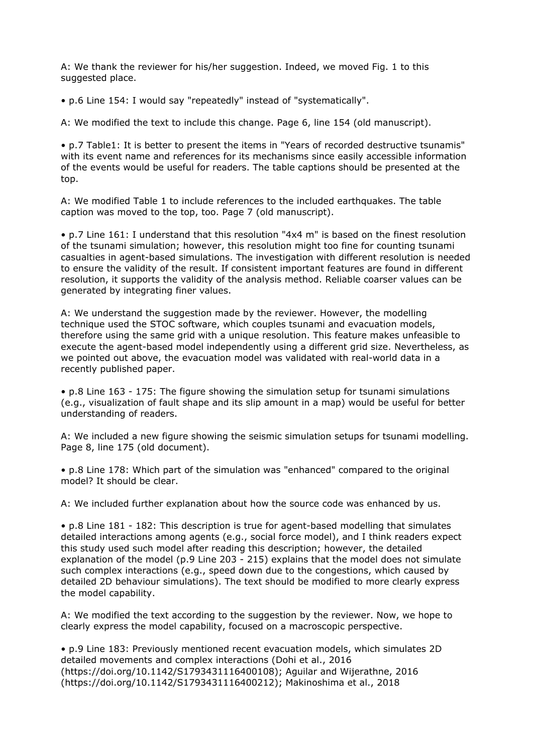A: We thank the reviewer for his/her suggestion. Indeed, we moved Fig. 1 to this suggested place.

- p.6 Line 154: I would say "repeatedly" instead of "systematically".

A: We modified the text to include this change. Page 6, line 154 (old manuscript).

- p.7 Table1: It is better to present the items in "Years of recorded destructive tsunamis" with its event name and references for its mechanisms since easily accessible information of the events would be useful for readers. The table captions should be presented at the top.

A: We modified Table 1 to include references to the included earthquakes. The table caption was moved to the top, too. Page 7 (old manuscript).

- p.7 Line 161: I understand that this resolution "4x4 m" is based on the finest resolution of the tsunami simulation; however, this resolution might too fine for counting tsunami casualties in agent-based simulations. The investigation with different resolution is needed to ensure the validity of the result. If consistent important features are found in different resolution, it supports the validity of the analysis method. Reliable coarser values can be generated by integrating finer values.

A: We understand the suggestion made by the reviewer. However, the modelling technique used the STOC software, which couples tsunami and evacuation models, therefore using the same grid with a unique resolution. This feature makes unfeasible to execute the agent-based model independently using a different grid size. Nevertheless, as we pointed out above, the evacuation model was validated with real-world data in a recently published paper.

- p.8 Line 163 - 175: The figure showing the simulation setup for tsunami simulations (e.g., visualization of fault shape and its slip amount in a map) would be useful for better understanding of readers.

A: We included a new figure showing the seismic simulation setups for tsunami modelling. Page 8, line 175 (old document).

- p.8 Line 178: Which part of the simulation was "enhanced" compared to the original model? It should be clear.

A: We included further explanation about how the source code was enhanced by us.

- p.8 Line 181 - 182: This description is true for agent-based modelling that simulates detailed interactions among agents (e.g., social force model), and I think readers expect this study used such model after reading this description; however, the detailed explanation of the model (p.9 Line 203 - 215) explains that the model does not simulate such complex interactions (e.g., speed down due to the congestions, which caused by detailed 2D behaviour simulations). The text should be modified to more clearly express the model capability.

A: We modified the text according to the suggestion by the reviewer. Now, we hope to clearly express the model capability, focused on a macroscopic perspective.

- p.9 Line 183: Previously mentioned recent evacuation models, which simulates 2D detailed movements and complex interactions (Dohi et al., 2016 (https://doi.org/10.1142/S1793431116400108); Aguilar and Wijerathne, 2016 (https://doi.org/10.1142/S1793431116400212); Makinoshima et al., 2018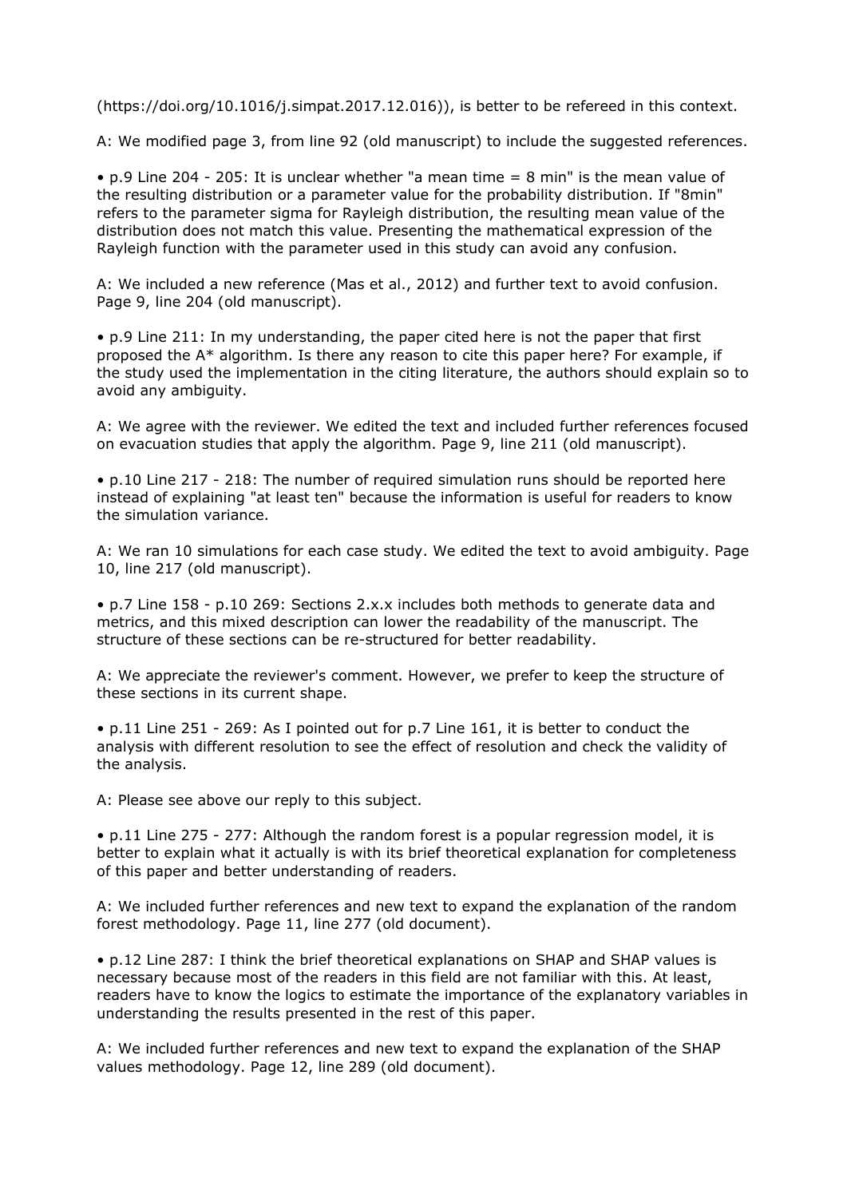(https://doi.org/10.1016/j.simpat.2017.12.016)), is better to be refereed in this context.

A: We modified page 3, from line 92 (old manuscript) to include the suggested references.

- p.9 Line 204 - 205: It is unclear whether "a mean time = 8 min" is the mean value of the resulting distribution or a parameter value for the probability distribution. If "8min" refers to the parameter sigma for Rayleigh distribution, the resulting mean value of the distribution does not match this value. Presenting the mathematical expression of the Rayleigh function with the parameter used in this study can avoid any confusion.

A: We included a new reference (Mas et al., 2012) and further text to avoid confusion. Page 9, line 204 (old manuscript).

- p.9 Line 211: In my understanding, the paper cited here is not the paper that first proposed the A* algorithm. Is there any reason to cite this paper here? For example, if the study used the implementation in the citing literature, the authors should explain so to avoid any ambiguity.

A: We agree with the reviewer. We edited the text and included further references focused on evacuation studies that apply the algorithm. Page 9, line 211 (old manuscript).

- p.10 Line 217 - 218: The number of required simulation runs should be reported here instead of explaining "at least ten" because the information is useful for readers to know the simulation variance.

A: We ran 10 simulations for each case study. We edited the text to avoid ambiguity. Page 10, line 217 (old manuscript).

- p.7 Line 158 - p.10 269: Sections 2.x.x includes both methods to generate data and metrics, and this mixed description can lower the readability of the manuscript. The structure of these sections can be re-structured for better readability.

A: We appreciate the reviewer's comment. However, we prefer to keep the structure of these sections in its current shape.

- p.11 Line 251 - 269: As I pointed out for p.7 Line 161, it is better to conduct the analysis with different resolution to see the effect of resolution and check the validity of the analysis.

A: Please see above our reply to this subject.

- p.11 Line 275 - 277: Although the random forest is a popular regression model, it is better to explain what it actually is with its brief theoretical explanation for completeness of this paper and better understanding of readers.

A: We included further references and new text to expand the explanation of the random forest methodology. Page 11, line 277 (old document).

- p.12 Line 287: I think the brief theoretical explanations on SHAP and SHAP values is necessary because most of the readers in this field are not familiar with this. At least, readers have to know the logics to estimate the importance of the explanatory variables in understanding the results presented in the rest of this paper.

A: We included further references and new text to expand the explanation of the SHAP values methodology. Page 12, line 289 (old document).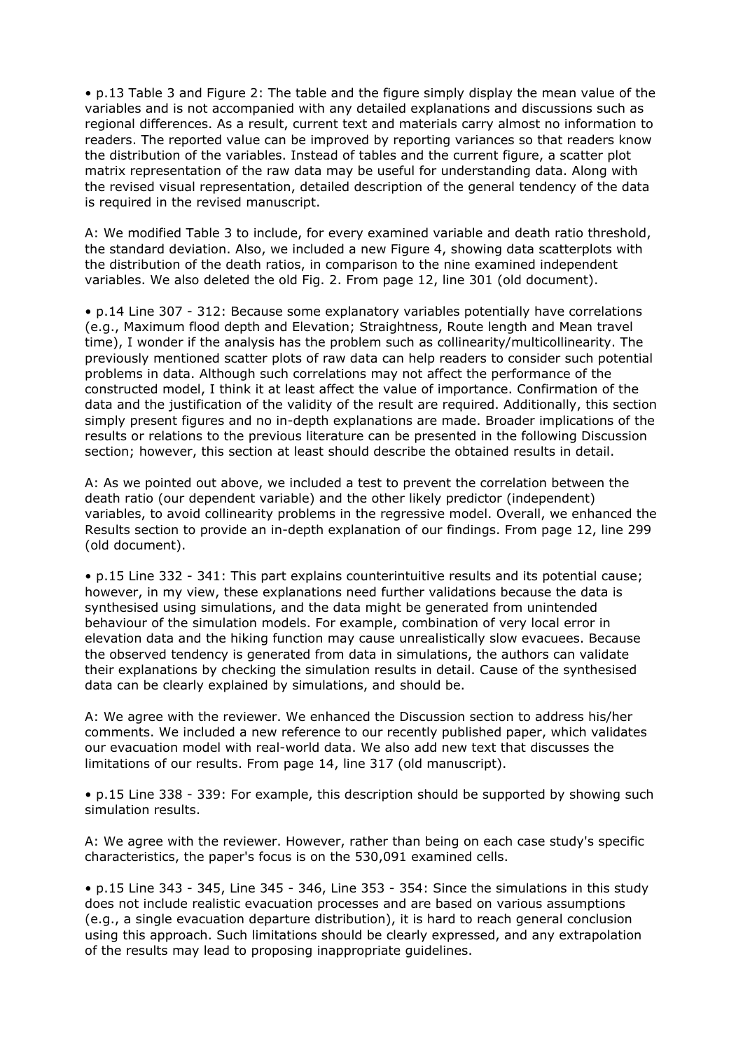• p.13 Table 3 and Figure 2: The table and the figure simply display the mean value of the variables and is not accompanied with any detailed explanations and discussions such as regional differences. As a result, current text and materials carry almost no information to readers. The reported value can be improved by reporting variances so that readers know the distribution of the variables. Instead of tables and the current figure, a scatter plot matrix representation of the raw data may be useful for understanding data. Along with the revised visual representation, detailed description of the general tendency of the data is required in the revised manuscript.

A: We modified Table 3 to include, for every examined variable and death ratio threshold, the standard deviation. Also, we included a new Figure 4, showing data scatterplots with the distribution of the death ratios, in comparison to the nine examined independent variables. We also deleted the old Fig. 2. From page 12, line 301 (old document).

• p.14 Line 307 - 312: Because some explanatory variables potentially have correlations (e.g., Maximum flood depth and Elevation; Straightness, Route length and Mean travel time), I wonder if the analysis has the problem such as collinearity/multicollinearity. The previously mentioned scatter plots of raw data can help readers to consider such potential problems in data. Although such correlations may not affect the performance of the constructed model, I think it at least affect the value of importance. Confirmation of the data and the justification of the validity of the result are required. Additionally, this section simply present figures and no in-depth explanations are made. Broader implications of the results or relations to the previous literature can be presented in the following Discussion section; however, this section at least should describe the obtained results in detail.

A: As we pointed out above, we included a test to prevent the correlation between the death ratio (our dependent variable) and the other likely predictor (independent) variables, to avoid collinearity problems in the regressive model. Overall, we enhanced the Results section to provide an in-depth explanation of our findings. From page 12, line 299 (old document).

• p.15 Line 332 - 341: This part explains counterintuitive results and its potential cause; however, in my view, these explanations need further validations because the data is synthesised using simulations, and the data might be generated from unintended behaviour of the simulation models. For example, combination of very local error in elevation data and the hiking function may cause unrealistically slow evacuees. Because the observed tendency is generated from data in simulations, the authors can validate their explanations by checking the simulation results in detail. Cause of the synthesised data can be clearly explained by simulations, and should be.

A: We agree with the reviewer. We enhanced the Discussion section to address his/her comments. We included a new reference to our recently published paper, which validates our evacuation model with real-world data. We also add new text that discusses the limitations of our results. From page 14, line 317 (old manuscript).

• p.15 Line 338 - 339: For example, this description should be supported by showing such simulation results.

A: We agree with the reviewer. However, rather than being on each case study's specific characteristics, the paper's focus is on the 530,091 examined cells.

• p.15 Line 343 - 345, Line 345 - 346, Line 353 - 354: Since the simulations in this study does not include realistic evacuation processes and are based on various assumptions (e.g., a single evacuation departure distribution), it is hard to reach general conclusion using this approach. Such limitations should be clearly expressed, and any extrapolation of the results may lead to proposing inappropriate guidelines.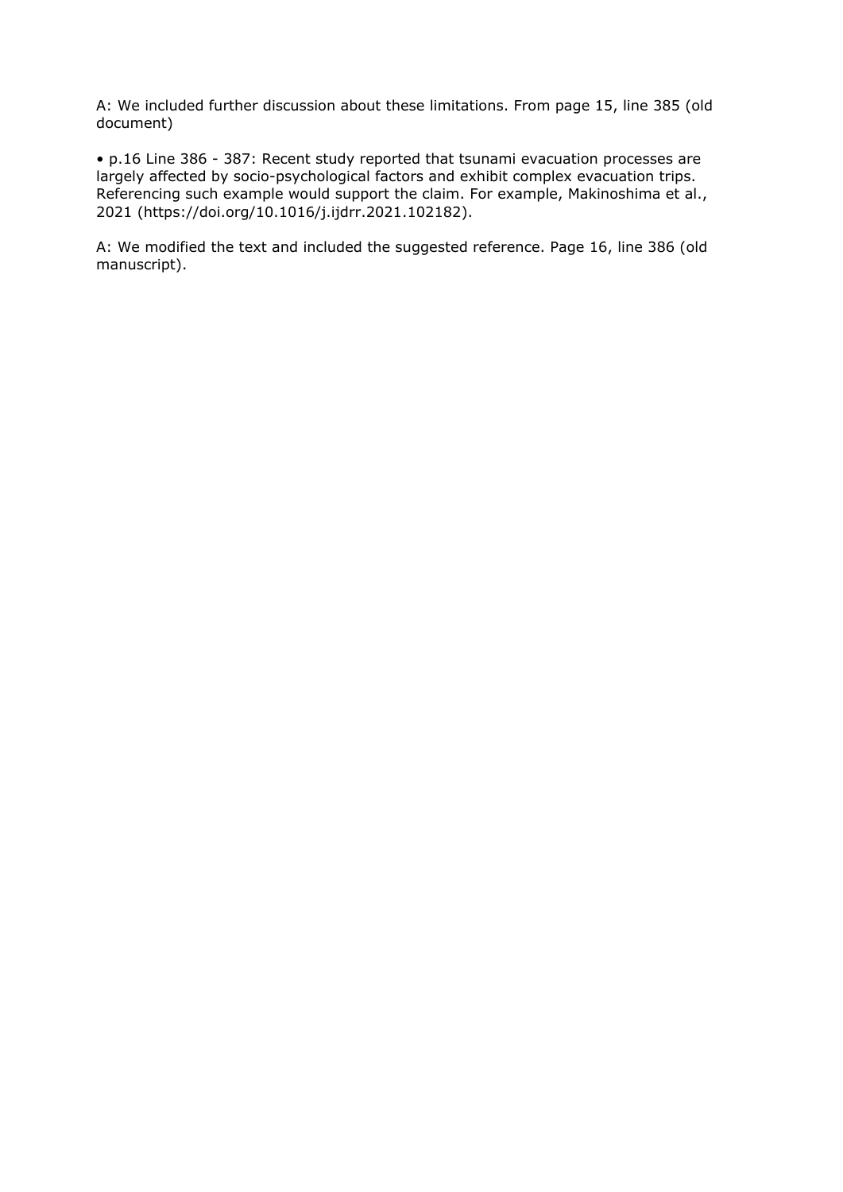A: We included further discussion about these limitations. From page 15, line 385 (old document)

- p.16 Line 386 - 387: Recent study reported that tsunami evacuation processes are largely affected by socio-psychological factors and exhibit complex evacuation trips. Referencing such example would support the claim. For example, Makinoshima et al., 2021 (https://doi.org/10.1016/j.ijdrr.2021.102182).

A: We modified the text and included the suggested reference. Page 16, line 386 (old manuscript).